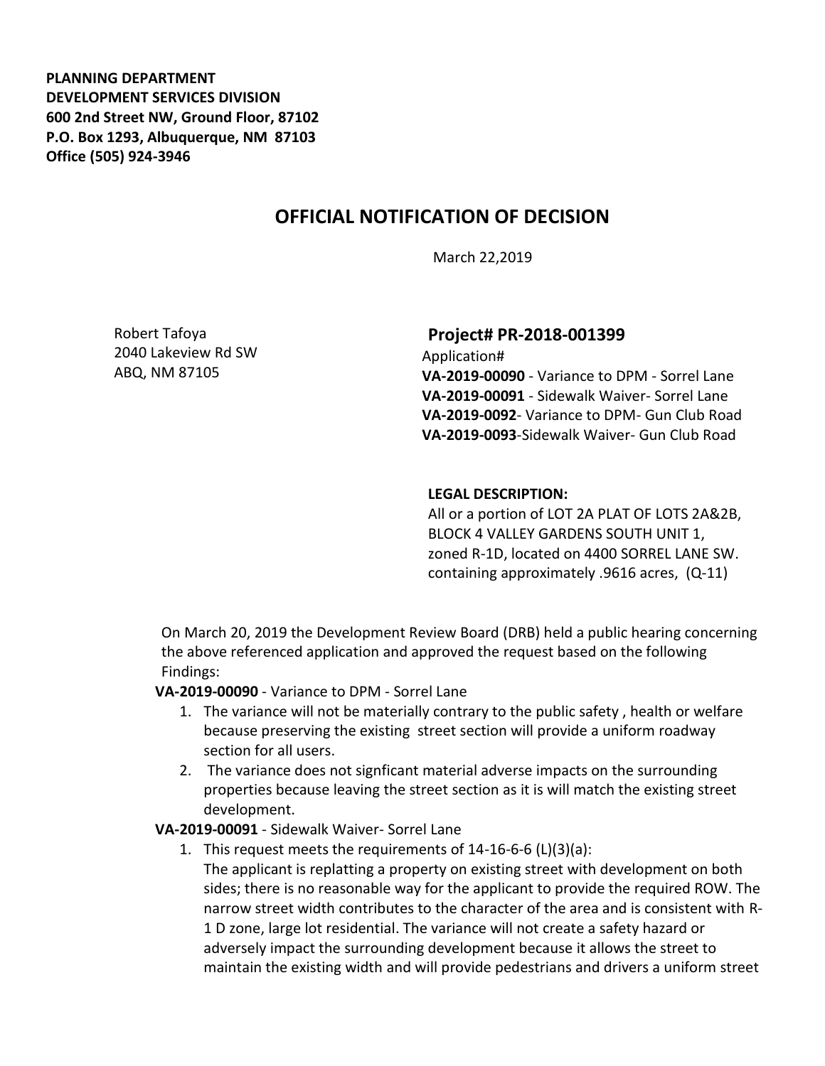**PLANNING DEPARTMENT**
**DEVELOPMENT SERVICES DIVISION**
**600 2nd Street NW, Ground Floor, 87102**
**P.O. Box 1293, Albuquerque, NM 87103**
**Office (505) 924-3946**

# OFFICIAL NOTIFICATION OF DECISION

March 22,2019

Robert Tafoya
2040 Lakeview Rd SW
ABQ, NM 87105

**Project# PR-2018-001399**
Application#
**VA-2019-00090** - Variance to DPM - Sorrel Lane
**VA-2019-00091** - Sidewalk Waiver- Sorrel Lane
**VA-2019-0092**- Variance to DPM- Gun Club Road
**VA-2019-0093**-Sidewalk Waiver- Gun Club Road

**LEGAL DESCRIPTION:**
All or a portion of LOT 2A PLAT OF LOTS 2A&2B, BLOCK 4 VALLEY GARDENS SOUTH UNIT 1, zoned R-1D, located on 4400 SORREL LANE SW. containing approximately .9616 acres, (Q-11)

On March 20, 2019 the Development Review Board (DRB) held a public hearing concerning the above referenced application and approved the request based on the following Findings:

**VA-2019-00090** - Variance to DPM - Sorrel Lane

1. The variance will not be materially contrary to the public safety , health or welfare because preserving the existing street section will provide a uniform roadway section for all users.
2. The variance does not signficant material adverse impacts on the surrounding properties because leaving the street section as it is will match the existing street development.

**VA-2019-00091** - Sidewalk Waiver- Sorrel Lane

1. This request meets the requirements of 14-16-6-6 (L)(3)(a):
   The applicant is replatting a property on existing street with development on both sides; there is no reasonable way for the applicant to provide the required ROW. The narrow street width contributes to the character of the area and is consistent with R-1 D zone, large lot residential. The variance will not create a safety hazard or adversely impact the surrounding development because it allows the street to maintain the existing width and will provide pedestrians and drivers a uniform street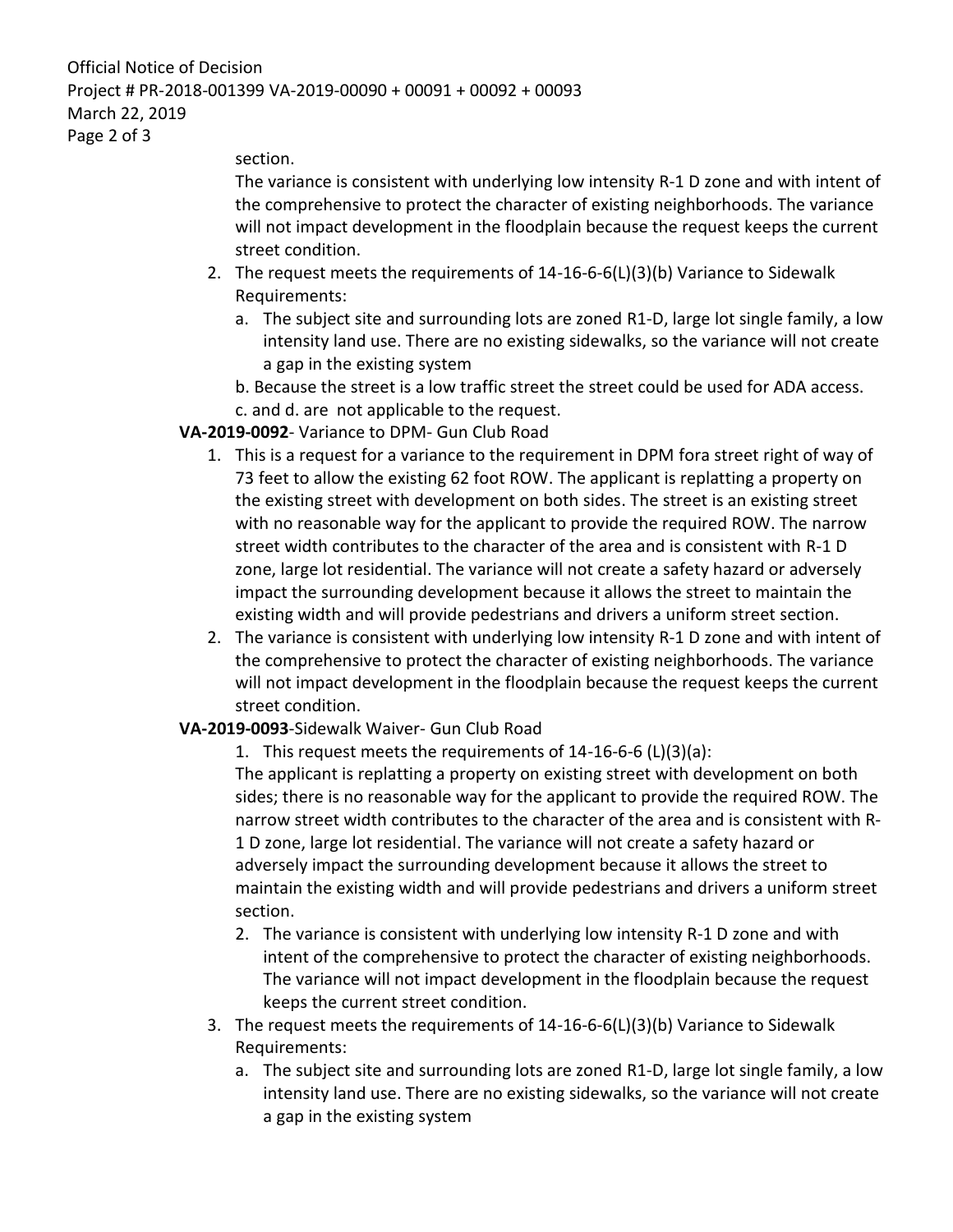section.

The variance is consistent with underlying low intensity R-1 D zone and with intent of the comprehensive to protect the character of existing neighborhoods. The variance will not impact development in the floodplain because the request keeps the current street condition.

2. The request meets the requirements of 14-16-6-6(L)(3)(b) Variance to Sidewalk Requirements:
   a. The subject site and surrounding lots are zoned R1-D, large lot single family, a low intensity land use. There are no existing sidewalks, so the variance will not create a gap in the existing system

   b. Because the street is a low traffic street the street could be used for ADA access.

   c. and d. are not applicable to the request.

**VA-2019-0092**- Variance to DPM- Gun Club Road

1. This is a request for a variance to the requirement in DPM fora street right of way of 73 feet to allow the existing 62 foot ROW. The applicant is replatting a property on the existing street with development on both sides. The street is an existing street with no reasonable way for the applicant to provide the required ROW. The narrow street width contributes to the character of the area and is consistent with R-1 D zone, large lot residential. The variance will not create a safety hazard or adversely impact the surrounding development because it allows the street to maintain the existing width and will provide pedestrians and drivers a uniform street section.
2. The variance is consistent with underlying low intensity R-1 D zone and with intent of the comprehensive to protect the character of existing neighborhoods. The variance will not impact development in the floodplain because the request keeps the current street condition.

**VA-2019-0093**-Sidewalk Waiver- Gun Club Road

1. This request meets the requirements of 14-16-6-6 (L)(3)(a):

   The applicant is replatting a property on existing street with development on both sides; there is no reasonable way for the applicant to provide the required ROW. The narrow street width contributes to the character of the area and is consistent with R-1 D zone, large lot residential. The variance will not create a safety hazard or adversely impact the surrounding development because it allows the street to maintain the existing width and will provide pedestrians and drivers a uniform street section.

2. The variance is consistent with underlying low intensity R-1 D zone and with intent of the comprehensive to protect the character of existing neighborhoods. The variance will not impact development in the floodplain because the request keeps the current street condition.
3. The request meets the requirements of 14-16-6-6(L)(3)(b) Variance to Sidewalk Requirements:
   a. The subject site and surrounding lots are zoned R1-D, large lot single family, a low intensity land use. There are no existing sidewalks, so the variance will not create a gap in the existing system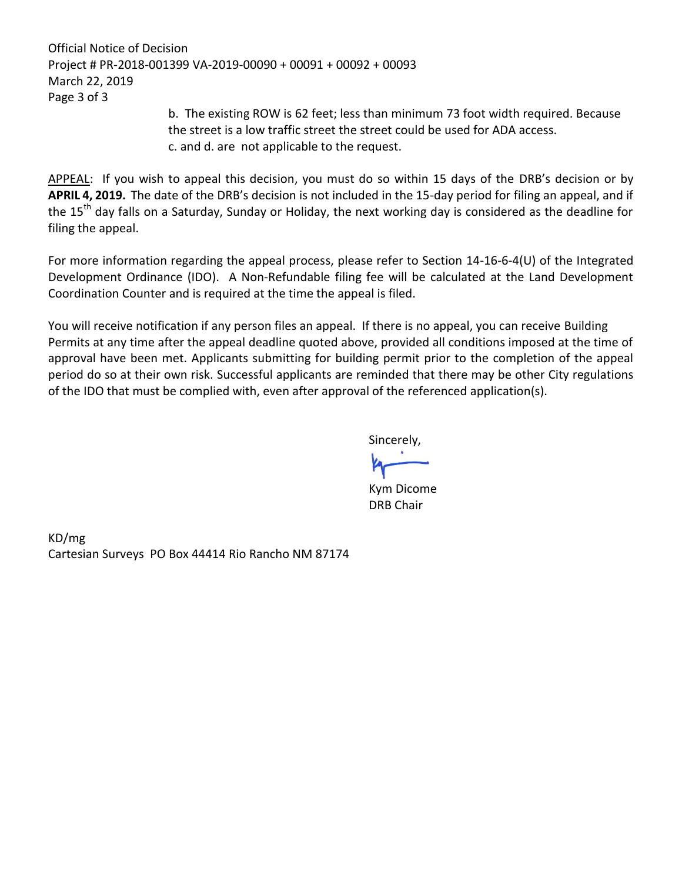b. The existing ROW is 62 feet; less than minimum 73 foot width required. Because the street is a low traffic street the street could be used for ADA access.
c. and d. are not applicable to the request.

APPEAL: If you wish to appeal this decision, you must do so within 15 days of the DRB's decision or by **APRIL 4, 2019.** The date of the DRB's decision is not included in the 15-day period for filing an appeal, and if the 15th day falls on a Saturday, Sunday or Holiday, the next working day is considered as the deadline for filing the appeal.

For more information regarding the appeal process, please refer to Section 14-16-6-4(U) of the Integrated Development Ordinance (IDO). A Non-Refundable filing fee will be calculated at the Land Development Coordination Counter and is required at the time the appeal is filed.

You will receive notification if any person files an appeal. If there is no appeal, you can receive Building Permits at any time after the appeal deadline quoted above, provided all conditions imposed at the time of approval have been met. Applicants submitting for building permit prior to the completion of the appeal period do so at their own risk. Successful applicants are reminded that there may be other City regulations of the IDO that must be complied with, even after approval of the referenced application(s).

Sincerely,

Kym Dicome
DRB Chair

KD/mg
Cartesian Surveys PO Box 44414 Rio Rancho NM 87174